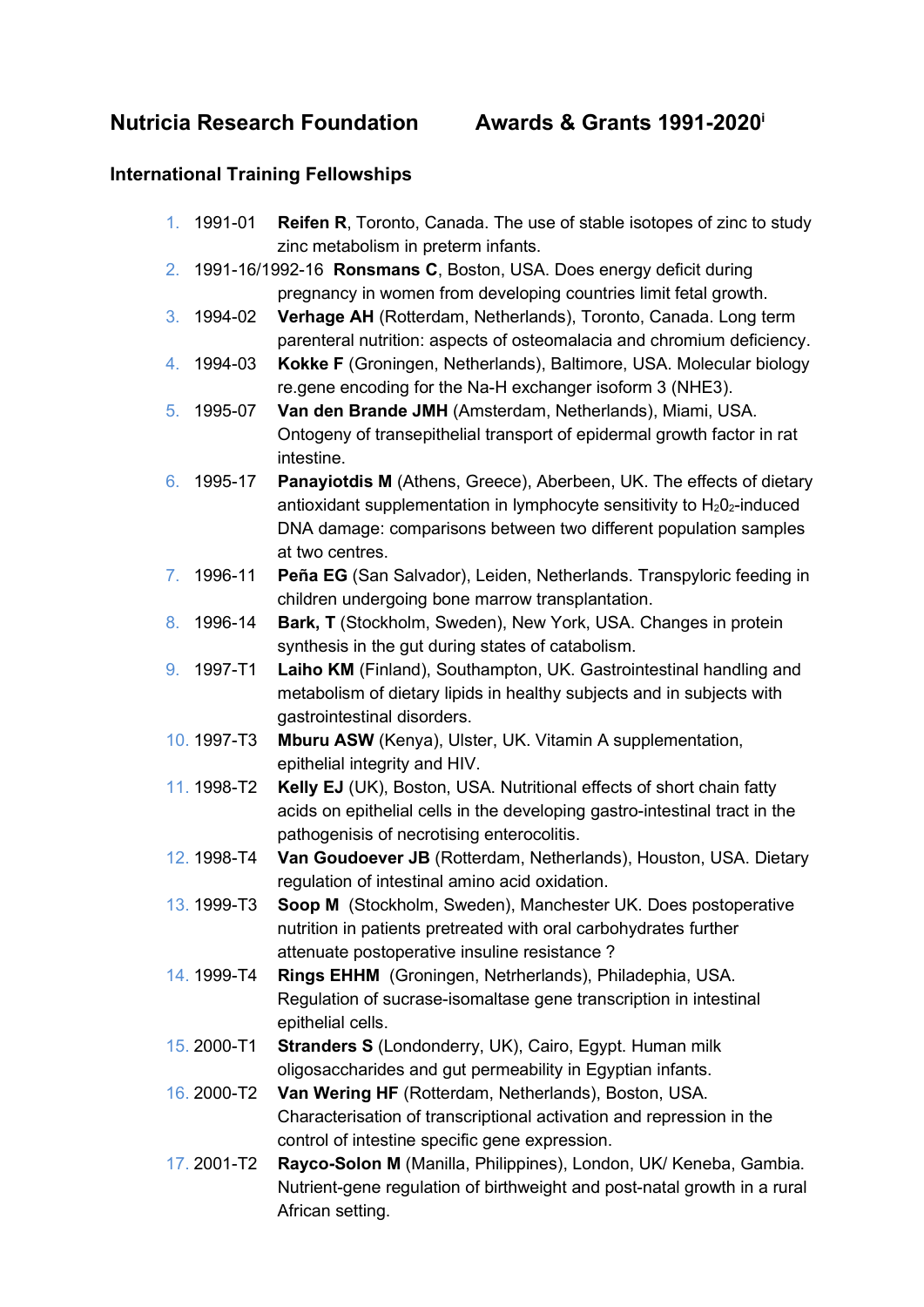# Nutricia Research Foundation Awards & Grants 1991-2020[i]

## International Training Fellowships

1. 1991-01 **Reifen R**, Toronto, Canada. The use of stable isotopes of zinc to study zinc metabolism in preterm infants.
2. 1991-16/1992-16 **Ronsmans C**, Boston, USA. Does energy deficit during pregnancy in women from developing countries limit fetal growth.
3. 1994-02 **Verhage AH** (Rotterdam, Netherlands), Toronto, Canada. Long term parenteral nutrition: aspects of osteomalacia and chromium deficiency.
4. 1994-03 **Kokke F** (Groningen, Netherlands), Baltimore, USA. Molecular biology re.gene encoding for the Na-H exchanger isoform 3 (NHE3).
5. 1995-07 **Van den Brande JMH** (Amsterdam, Netherlands), Miami, USA. Ontogeny of transepithelial transport of epidermal growth factor in rat intestine.
6. 1995-17 **Panayiotdis M** (Athens, Greece), Aberbeen, UK. The effects of dietary antioxidant supplementation in lymphocyte sensitivity to $H_20_2$-induced DNA damage: comparisons between two different population samples at two centres.
7. 1996-11 **Peña EG** (San Salvador), Leiden, Netherlands. Transpyloric feeding in children undergoing bone marrow transplantation.
8. 1996-14 **Bark, T** (Stockholm, Sweden), New York, USA. Changes in protein synthesis in the gut during states of catabolism.
9. 1997-T1 **Laiho KM** (Finland), Southampton, UK. Gastrointestinal handling and metabolism of dietary lipids in healthy subjects and in subjects with gastrointestinal disorders.
10. 1997-T3 **Mburu ASW** (Kenya), Ulster, UK. Vitamin A supplementation, epithelial integrity and HIV.
11. 1998-T2 **Kelly EJ** (UK), Boston, USA. Nutritional effects of short chain fatty acids on epithelial cells in the developing gastro-intestinal tract in the pathogenisis of necrotising enterocolitis.
12. 1998-T4 **Van Goudoever JB** (Rotterdam, Netherlands), Houston, USA. Dietary regulation of intestinal amino acid oxidation.
13. 1999-T3 **Soop M** (Stockholm, Sweden), Manchester UK. Does postoperative nutrition in patients pretreated with oral carbohydrates further attenuate postoperative insuline resistance ?
14. 1999-T4 **Rings EHHM** (Groningen, Netrherlands), Philadephia, USA. Regulation of sucrase-isomaltase gene transcription in intestinal epithelial cells.
15. 2000-T1 **Stranders S** (Londonderry, UK), Cairo, Egypt. Human milk oligosaccharides and gut permeability in Egyptian infants.
16. 2000-T2 **Van Wering HF** (Rotterdam, Netherlands), Boston, USA. Characterisation of transcriptional activation and repression in the control of intestine specific gene expression.
17. 2001-T2 **Rayco-Solon M** (Manilla, Philippines), London, UK/ Keneba, Gambia. Nutrient-gene regulation of birthweight and post-natal growth in a rural African setting.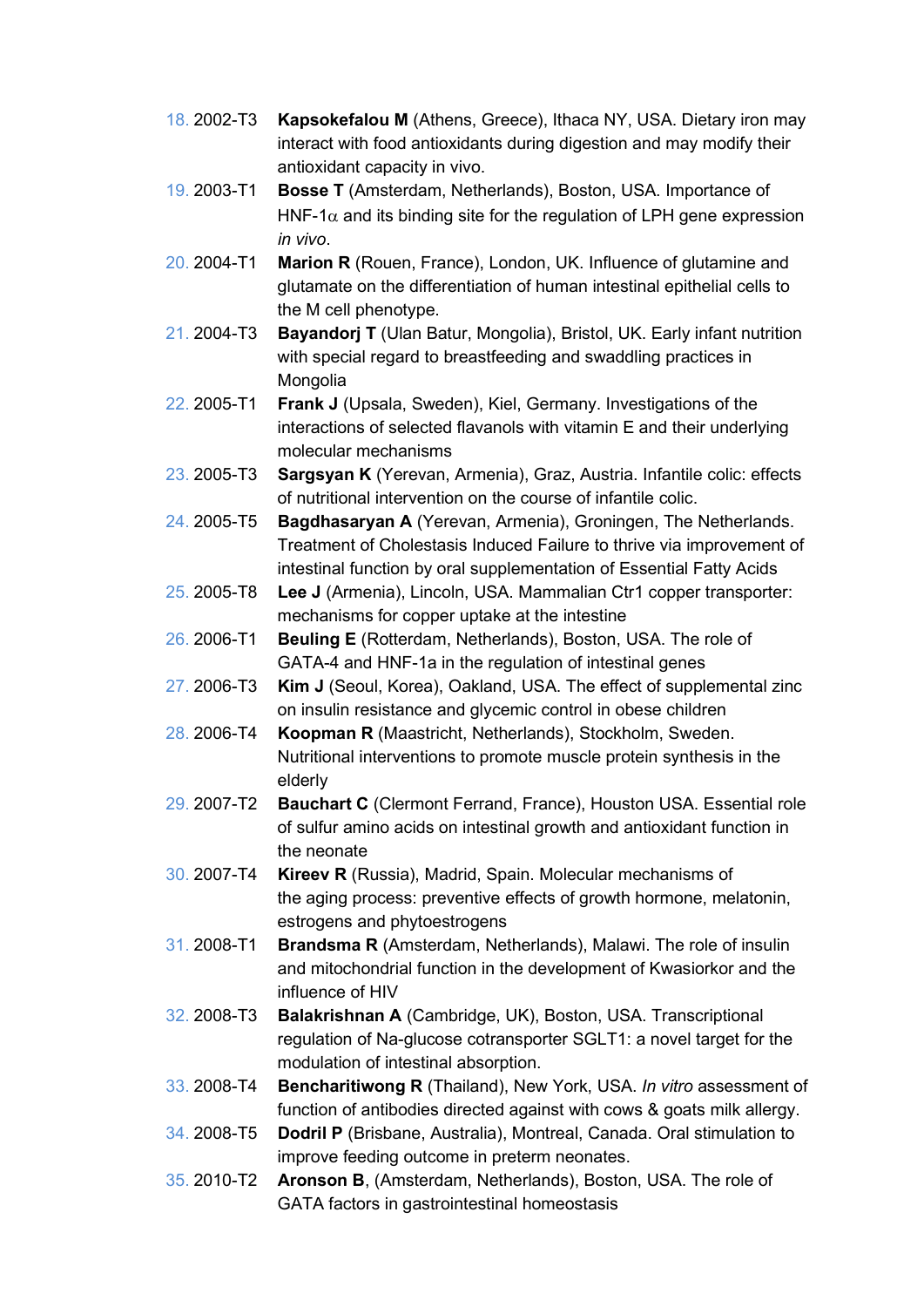18. 2002-T3 **Kapsokefalou M** (Athens, Greece), Ithaca NY, USA. Dietary iron may interact with food antioxidants during digestion and may modify their antioxidant capacity in vivo.
19. 2003-T1 **Bosse T** (Amsterdam, Netherlands), Boston, USA. Importance of HNF-1$\alpha$ and its binding site for the regulation of LPH gene expression *in vivo*.
20. 2004-T1 **Marion R** (Rouen, France), London, UK. Influence of glutamine and glutamate on the differentiation of human intestinal epithelial cells to the M cell phenotype.
21. 2004-T3 **Bayandorj T** (Ulan Batur, Mongolia), Bristol, UK. Early infant nutrition with special regard to breastfeeding and swaddling practices in Mongolia
22. 2005-T1 **Frank J** (Upsala, Sweden), Kiel, Germany. Investigations of the interactions of selected flavanols with vitamin E and their underlying molecular mechanisms
23. 2005-T3 **Sargsyan K** (Yerevan, Armenia), Graz, Austria. Infantile colic: effects of nutritional intervention on the course of infantile colic.
24. 2005-T5 **Bagdhasaryan A** (Yerevan, Armenia), Groningen, The Netherlands. Treatment of Cholestasis Induced Failure to thrive via improvement of intestinal function by oral supplementation of Essential Fatty Acids
25. 2005-T8 **Lee J** (Armenia), Lincoln, USA. Mammalian Ctr1 copper transporter: mechanisms for copper uptake at the intestine
26. 2006-T1 **Beuling E** (Rotterdam, Netherlands), Boston, USA. The role of GATA-4 and HNF-1a in the regulation of intestinal genes
27. 2006-T3 **Kim J** (Seoul, Korea), Oakland, USA. The effect of supplemental zinc on insulin resistance and glycemic control in obese children
28. 2006-T4 **Koopman R** (Maastricht, Netherlands), Stockholm, Sweden. Nutritional interventions to promote muscle protein synthesis in the elderly
29. 2007-T2 **Bauchart C** (Clermont Ferrand, France), Houston USA. Essential role of sulfur amino acids on intestinal growth and antioxidant function in the neonate
30. 2007-T4 **Kireev R** (Russia), Madrid, Spain. Molecular mechanisms of the aging process: preventive effects of growth hormone, melatonin, estrogens and phytoestrogens
31. 2008-T1 **Brandsma R** (Amsterdam, Netherlands), Malawi. The role of insulin and mitochondrial function in the development of Kwasiorkor and the influence of HIV
32. 2008-T3 **Balakrishnan A** (Cambridge, UK), Boston, USA. Transcriptional regulation of Na-glucose cotransporter SGLT1: a novel target for the modulation of intestinal absorption.
33. 2008-T4 **Bencharitiwong R** (Thailand), New York, USA. *In vitro* assessment of function of antibodies directed against with cows & goats milk allergy.
34. 2008-T5 **Dodril P** (Brisbane, Australia), Montreal, Canada. Oral stimulation to improve feeding outcome in preterm neonates.
35. 2010-T2 **Aronson B**, (Amsterdam, Netherlands), Boston, USA. The role of GATA factors in gastrointestinal homeostasis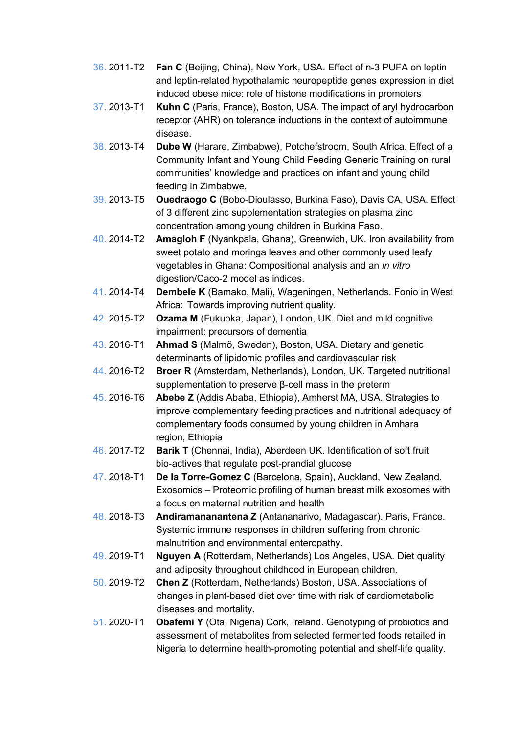36. 2011-T2 **Fan C** (Beijing, China), New York, USA. Effect of n-3 PUFA on leptin and leptin-related hypothalamic neuropeptide genes expression in diet induced obese mice: role of histone modifications in promoters
37. 2013-T1 **Kuhn C** (Paris, France), Boston, USA. The impact of aryl hydrocarbon receptor (AHR) on tolerance inductions in the context of autoimmune disease.
38. 2013-T4 **Dube W** (Harare, Zimbabwe), Potchefstroom, South Africa. Effect of a Community Infant and Young Child Feeding Generic Training on rural communities' knowledge and practices on infant and young child feeding in Zimbabwe.
39. 2013-T5 **Ouedraogo C** (Bobo-Dioulasso, Burkina Faso), Davis CA, USA. Effect of 3 different zinc supplementation strategies on plasma zinc concentration among young children in Burkina Faso.
40. 2014-T2 **Amagloh F** (Nyankpala, Ghana), Greenwich, UK. Iron availability from sweet potato and moringa leaves and other commonly used leafy vegetables in Ghana: Compositional analysis and an *in vitro* digestion/Caco-2 model as indices.
41. 2014-T4 **Dembele K** (Bamako, Mali), Wageningen, Netherlands. Fonio in West Africa: Towards improving nutrient quality.
42. 2015-T2 **Ozama M** (Fukuoka, Japan), London, UK. Diet and mild cognitive impairment: precursors of dementia
43. 2016-T1 **Ahmad S** (Malmö, Sweden), Boston, USA. Dietary and genetic determinants of lipidomic profiles and cardiovascular risk
44. 2016-T2 **Broer R** (Amsterdam, Netherlands), London, UK. Targeted nutritional supplementation to preserve β-cell mass in the preterm
45. 2016-T6 **Abebe Z** (Addis Ababa, Ethiopia), Amherst MA, USA. Strategies to improve complementary feeding practices and nutritional adequacy of complementary foods consumed by young children in Amhara region, Ethiopia
46. 2017-T2 **Barik T** (Chennai, India), Aberdeen UK. Identification of soft fruit bio-actives that regulate post-prandial glucose
47. 2018-T1 **De la Torre-Gomez C** (Barcelona, Spain), Auckland, New Zealand. Exosomics – Proteomic profiling of human breast milk exosomes with a focus on maternal nutrition and health
48. 2018-T3 **Andiramananantena Z** (Antananarivo, Madagascar). Paris, France. Systemic immune responses in children suffering from chronic malnutrition and environmental enteropathy.
49. 2019-T1 **Nguyen A** (Rotterdam, Netherlands) Los Angeles, USA. Diet quality and adiposity throughout childhood in European children.
50. 2019-T2 **Chen Z** (Rotterdam, Netherlands) Boston, USA. Associations of changes in plant-based diet over time with risk of cardiometabolic diseases and mortality.
51. 2020-T1 **Obafemi Y** (Ota, Nigeria) Cork, Ireland. Genotyping of probiotics and assessment of metabolites from selected fermented foods retailed in Nigeria to determine health-promoting potential and shelf-life quality.